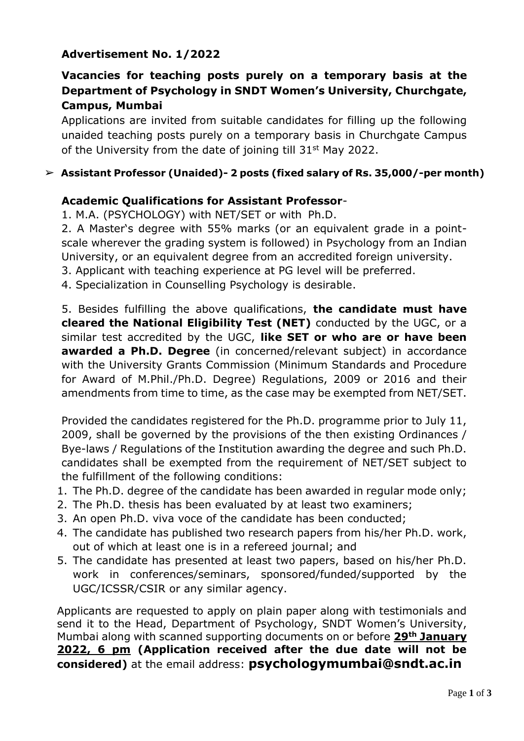## Advertisement No. 1/2022

## Vacancies for teaching posts purely on a temporary basis at the Department of Psychology in SNDT Women's University, Churchgate, Campus, Mumbai

Applications are invited from suitable candidates for filling up the following unaided teaching posts purely on a temporary basis in Churchgate Campus of the University from the date of joining till 31st May 2022.

- **Assistant Professor (Unaided)- 2 posts (fixed salary of Rs. 35,000/-per month)**

### Academic Qualifications for Assistant Professor-

1. M.A. (PSYCHOLOGY) with NET/SET or with Ph.D.
2. A Master's degree with 55% marks (or an equivalent grade in a point-scale wherever the grading system is followed) in Psychology from an Indian University, or an equivalent degree from an accredited foreign university.
3. Applicant with teaching experience at PG level will be preferred.
4. Specialization in Counselling Psychology is desirable.

5. Besides fulfilling the above qualifications, **the candidate must have cleared the National Eligibility Test (NET)** conducted by the UGC, or a similar test accredited by the UGC, **like SET or who are or have been awarded a Ph.D. Degree** (in concerned/relevant subject) in accordance with the University Grants Commission (Minimum Standards and Procedure for Award of M.Phil./Ph.D. Degree) Regulations, 2009 or 2016 and their amendments from time to time, as the case may be exempted from NET/SET.

Provided the candidates registered for the Ph.D. programme prior to July 11, 2009, shall be governed by the provisions of the then existing Ordinances / Bye-laws / Regulations of the Institution awarding the degree and such Ph.D. candidates shall be exempted from the requirement of NET/SET subject to the fulfillment of the following conditions:

1. The Ph.D. degree of the candidate has been awarded in regular mode only;
2. The Ph.D. thesis has been evaluated by at least two examiners;
3. An open Ph.D. viva voce of the candidate has been conducted;
4. The candidate has published two research papers from his/her Ph.D. work, out of which at least one is in a refereed journal; and
5. The candidate has presented at least two papers, based on his/her Ph.D. work in conferences/seminars, sponsored/funded/supported by the UGC/ICSSR/CSIR or any similar agency.

Applicants are requested to apply on plain paper along with testimonials and send it to the Head, Department of Psychology, SNDT Women's University, Mumbai along with scanned supporting documents on or before **29th January 2022, 6 pm (Application received after the due date will not be considered)** at the email address: **psychologymumbai@sndt.ac.in**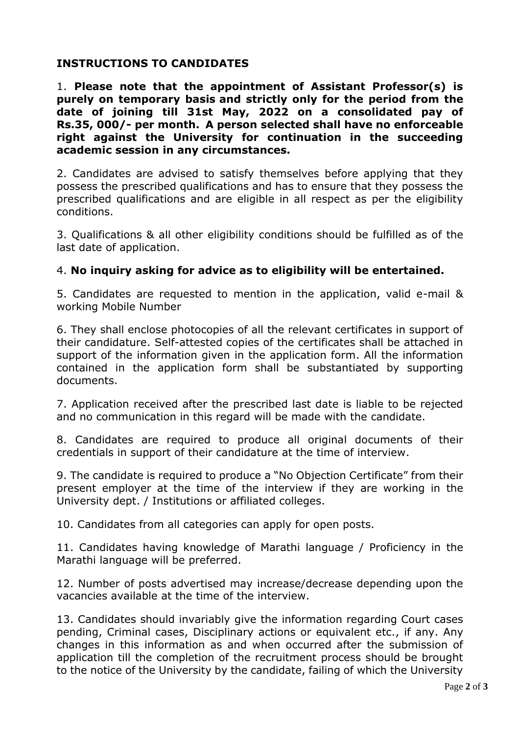## INSTRUCTIONS TO CANDIDATES

1. **Please note that the appointment of Assistant Professor(s) is purely on temporary basis and strictly only for the period from the date of joining till 31st May, 2022 on a consolidated pay of Rs.35, 000/- per month. A person selected shall have no enforceable right against the University for continuation in the succeeding academic session in any circumstances.**

2. Candidates are advised to satisfy themselves before applying that they possess the prescribed qualifications and has to ensure that they possess the prescribed qualifications and are eligible in all respect as per the eligibility conditions.

3. Qualifications & all other eligibility conditions should be fulfilled as of the last date of application.

4. **No inquiry asking for advice as to eligibility will be entertained.**

5. Candidates are requested to mention in the application, valid e-mail & working Mobile Number

6. They shall enclose photocopies of all the relevant certificates in support of their candidature. Self-attested copies of the certificates shall be attached in support of the information given in the application form. All the information contained in the application form shall be substantiated by supporting documents.

7. Application received after the prescribed last date is liable to be rejected and no communication in this regard will be made with the candidate.

8. Candidates are required to produce all original documents of their credentials in support of their candidature at the time of interview.

9. The candidate is required to produce a "No Objection Certificate" from their present employer at the time of the interview if they are working in the University dept. / Institutions or affiliated colleges.

10. Candidates from all categories can apply for open posts.

11. Candidates having knowledge of Marathi language / Proficiency in the Marathi language will be preferred.

12. Number of posts advertised may increase/decrease depending upon the vacancies available at the time of the interview.

13. Candidates should invariably give the information regarding Court cases pending, Criminal cases, Disciplinary actions or equivalent etc., if any. Any changes in this information as and when occurred after the submission of application till the completion of the recruitment process should be brought to the notice of the University by the candidate, failing of which the University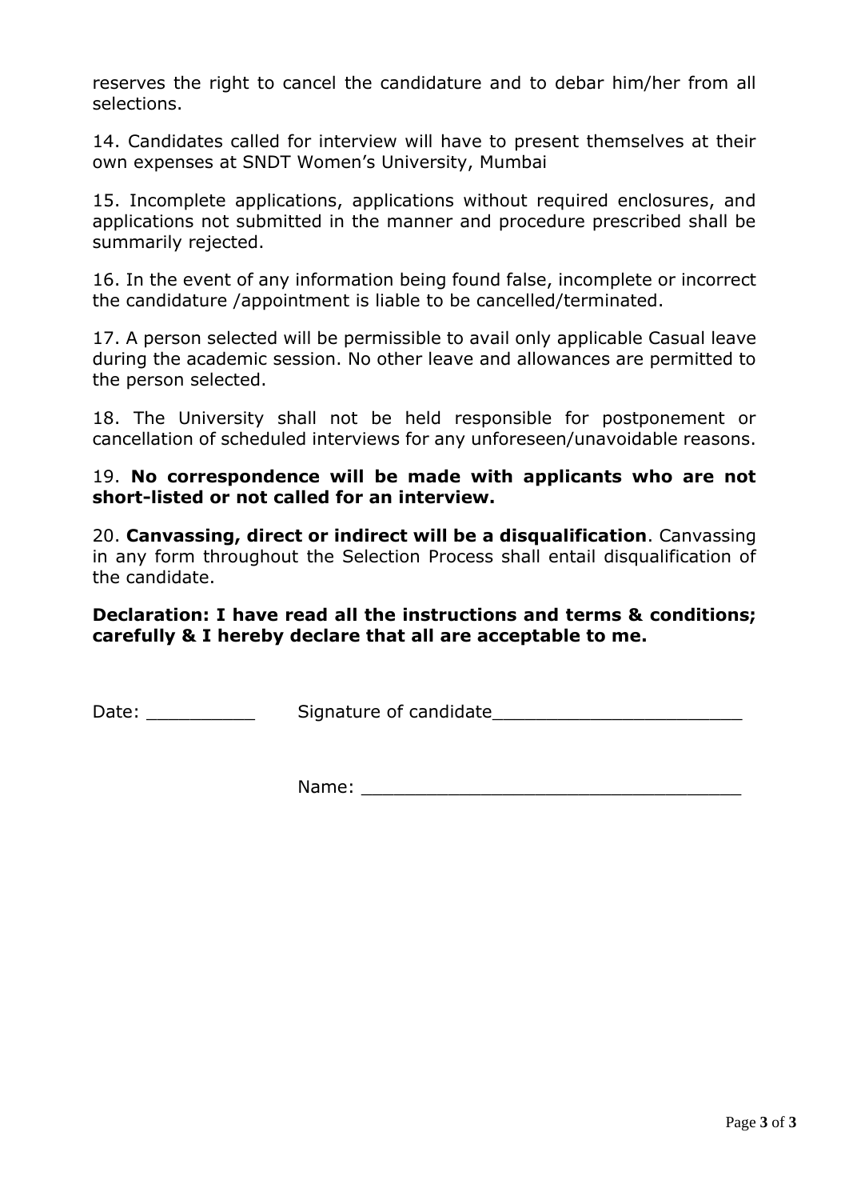reserves the right to cancel the candidature and to debar him/her from all selections.

14. Candidates called for interview will have to present themselves at their own expenses at SNDT Women's University, Mumbai

15. Incomplete applications, applications without required enclosures, and applications not submitted in the manner and procedure prescribed shall be summarily rejected.

16. In the event of any information being found false, incomplete or incorrect the candidature /appointment is liable to be cancelled/terminated.

17. A person selected will be permissible to avail only applicable Casual leave during the academic session. No other leave and allowances are permitted to the person selected.

18. The University shall not be held responsible for postponement or cancellation of scheduled interviews for any unforeseen/unavoidable reasons.

19. **No correspondence will be made with applicants who are not short-listed or not called for an interview.**

20. **Canvassing, direct or indirect will be a disqualification**. Canvassing in any form throughout the Selection Process shall entail disqualification of the candidate.

**Declaration: I have read all the instructions and terms & conditions; carefully & I hereby declare that all are acceptable to me.**

Date: __________ Signature of candidate_______________________

Name: __________________________________